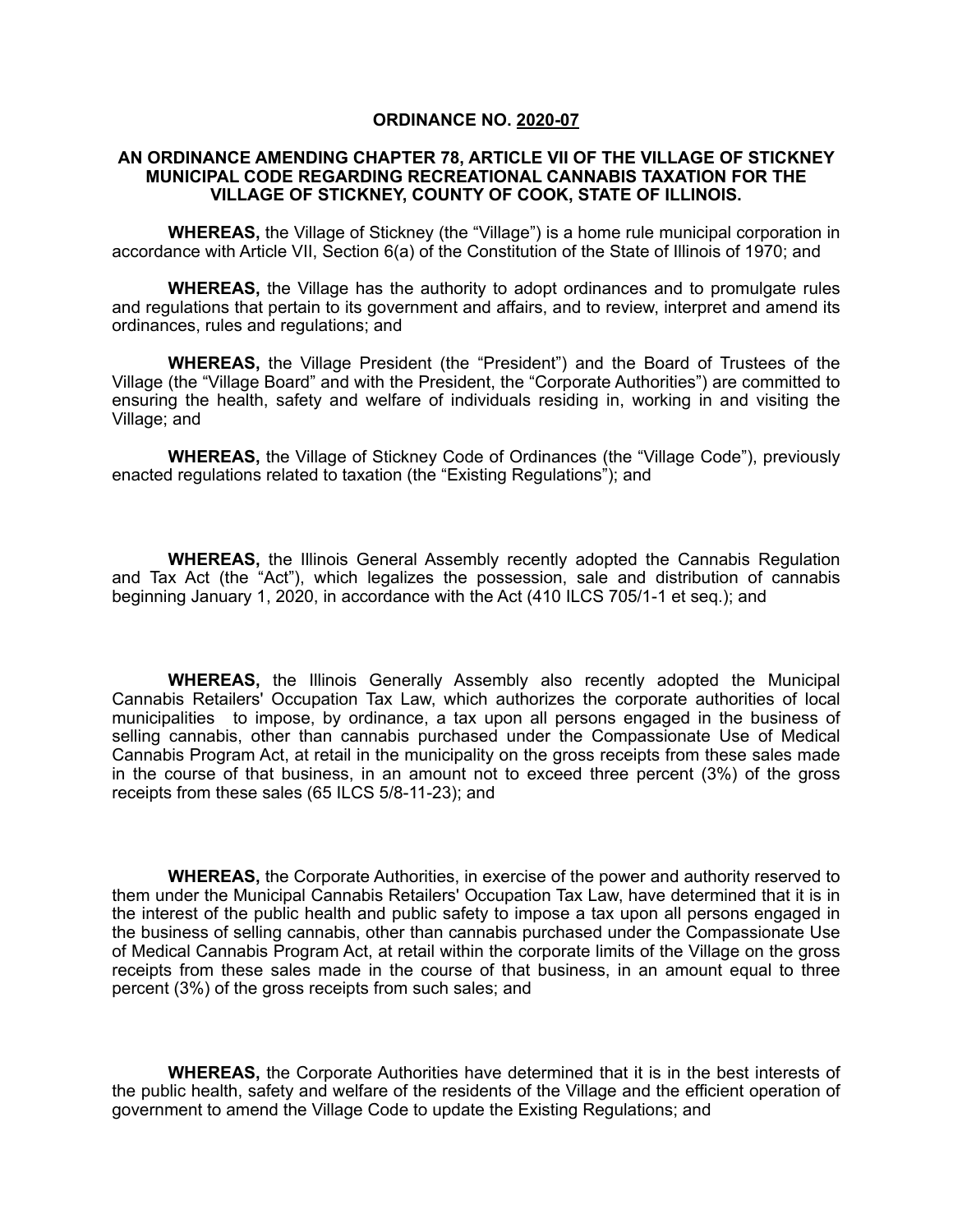**ORDINANCE NO. 2020-07**

**AN ORDINANCE AMENDING CHAPTER 78, ARTICLE VII OF THE VILLAGE OF STICKNEY MUNICIPAL CODE REGARDING RECREATIONAL CANNABIS TAXATION FOR THE VILLAGE OF STICKNEY, COUNTY OF COOK, STATE OF ILLINOIS.**

**WHEREAS,** the Village of Stickney (the "Village") is a home rule municipal corporation in accordance with Article VII, Section 6(a) of the Constitution of the State of Illinois of 1970; and

**WHEREAS,** the Village has the authority to adopt ordinances and to promulgate rules and regulations that pertain to its government and affairs, and to review, interpret and amend its ordinances, rules and regulations; and

**WHEREAS,** the Village President (the "President") and the Board of Trustees of the Village (the "Village Board" and with the President, the "Corporate Authorities") are committed to ensuring the health, safety and welfare of individuals residing in, working in and visiting the Village; and

**WHEREAS,** the Village of Stickney Code of Ordinances (the "Village Code"), previously enacted regulations related to taxation (the "Existing Regulations"); and

**WHEREAS,** the Illinois General Assembly recently adopted the Cannabis Regulation and Tax Act (the "Act"), which legalizes the possession, sale and distribution of cannabis beginning January 1, 2020, in accordance with the Act (410 ILCS 705/1-1 et seq.); and

**WHEREAS,** the Illinois Generally Assembly also recently adopted the Municipal Cannabis Retailers' Occupation Tax Law, which authorizes the corporate authorities of local municipalities to impose, by ordinance, a tax upon all persons engaged in the business of selling cannabis, other than cannabis purchased under the Compassionate Use of Medical Cannabis Program Act, at retail in the municipality on the gross receipts from these sales made in the course of that business, in an amount not to exceed three percent (3%) of the gross receipts from these sales (65 ILCS 5/8-11-23); and

**WHEREAS,** the Corporate Authorities, in exercise of the power and authority reserved to them under the Municipal Cannabis Retailers' Occupation Tax Law, have determined that it is in the interest of the public health and public safety to impose a tax upon all persons engaged in the business of selling cannabis, other than cannabis purchased under the Compassionate Use of Medical Cannabis Program Act, at retail within the corporate limits of the Village on the gross receipts from these sales made in the course of that business, in an amount equal to three percent (3%) of the gross receipts from such sales; and

**WHEREAS,** the Corporate Authorities have determined that it is in the best interests of the public health, safety and welfare of the residents of the Village and the efficient operation of government to amend the Village Code to update the Existing Regulations; and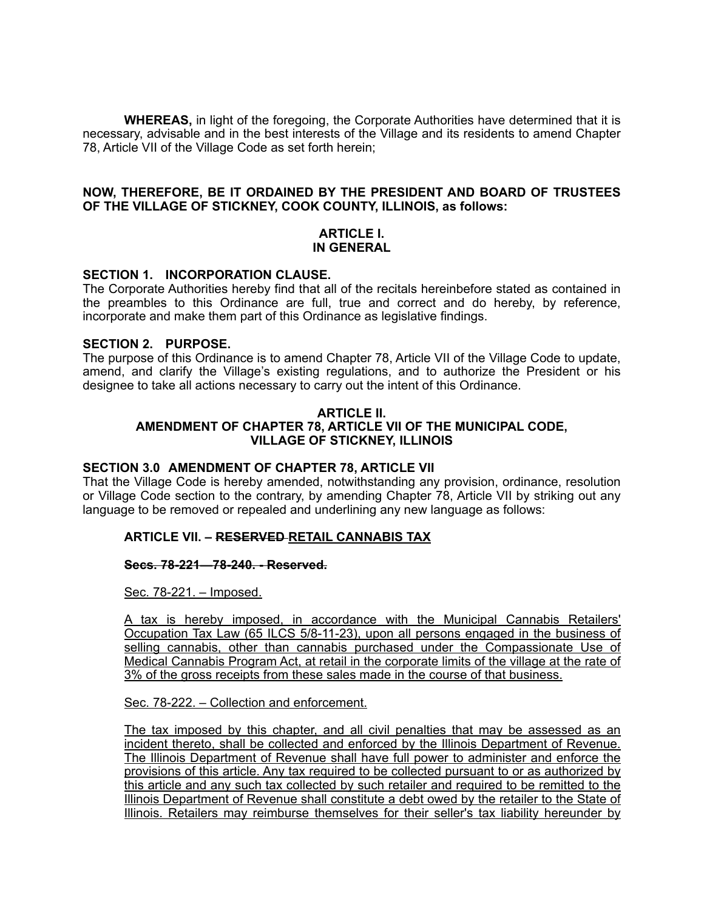**WHEREAS,** in light of the foregoing, the Corporate Authorities have determined that it is necessary, advisable and in the best interests of the Village and its residents to amend Chapter 78, Article VII of the Village Code as set forth herein;

**NOW, THEREFORE, BE IT ORDAINED BY THE PRESIDENT AND BOARD OF TRUSTEES OF THE VILLAGE OF STICKNEY, COOK COUNTY, ILLINOIS, as follows:**

**ARTICLE I.**
**IN GENERAL**

**SECTION 1. INCORPORATION CLAUSE.**
The Corporate Authorities hereby find that all of the recitals hereinbefore stated as contained in the preambles to this Ordinance are full, true and correct and do hereby, by reference, incorporate and make them part of this Ordinance as legislative findings.

**SECTION 2. PURPOSE.**
The purpose of this Ordinance is to amend Chapter 78, Article VII of the Village Code to update, amend, and clarify the Village's existing regulations, and to authorize the President or his designee to take all actions necessary to carry out the intent of this Ordinance.

**ARTICLE II.**
**AMENDMENT OF CHAPTER 78, ARTICLE VII OF THE MUNICIPAL CODE, VILLAGE OF STICKNEY, ILLINOIS**

**SECTION 3.0 AMENDMENT OF CHAPTER 78, ARTICLE VII**
That the Village Code is hereby amended, notwithstanding any provision, ordinance, resolution or Village Code section to the contrary, by amending Chapter 78, Article VII by striking out any language to be removed or repealed and underlining any new language as follows:

**ARTICLE VII. – ~~RESERVED~~ <u>RETAIL CANNABIS TAX</u>**

**~~Secs. 78-221—78-240. - Reserved.~~**

<u>Sec. 78-221. – Imposed.</u>

<u>A tax is hereby imposed, in accordance with the Municipal Cannabis Retailers' Occupation Tax Law (65 ILCS 5/8-11-23), upon all persons engaged in the business of selling cannabis, other than cannabis purchased under the Compassionate Use of Medical Cannabis Program Act, at retail in the corporate limits of the village at the rate of 3% of the gross receipts from these sales made in the course of that business.</u>

<u>Sec. 78-222. – Collection and enforcement.</u>

<u>The tax imposed by this chapter, and all civil penalties that may be assessed as an incident thereto, shall be collected and enforced by the Illinois Department of Revenue. The Illinois Department of Revenue shall have full power to administer and enforce the provisions of this article. Any tax required to be collected pursuant to or as authorized by this article and any such tax collected by such retailer and required to be remitted to the Illinois Department of Revenue shall constitute a debt owed by the retailer to the State of Illinois. Retailers may reimburse themselves for their seller's tax liability hereunder by</u>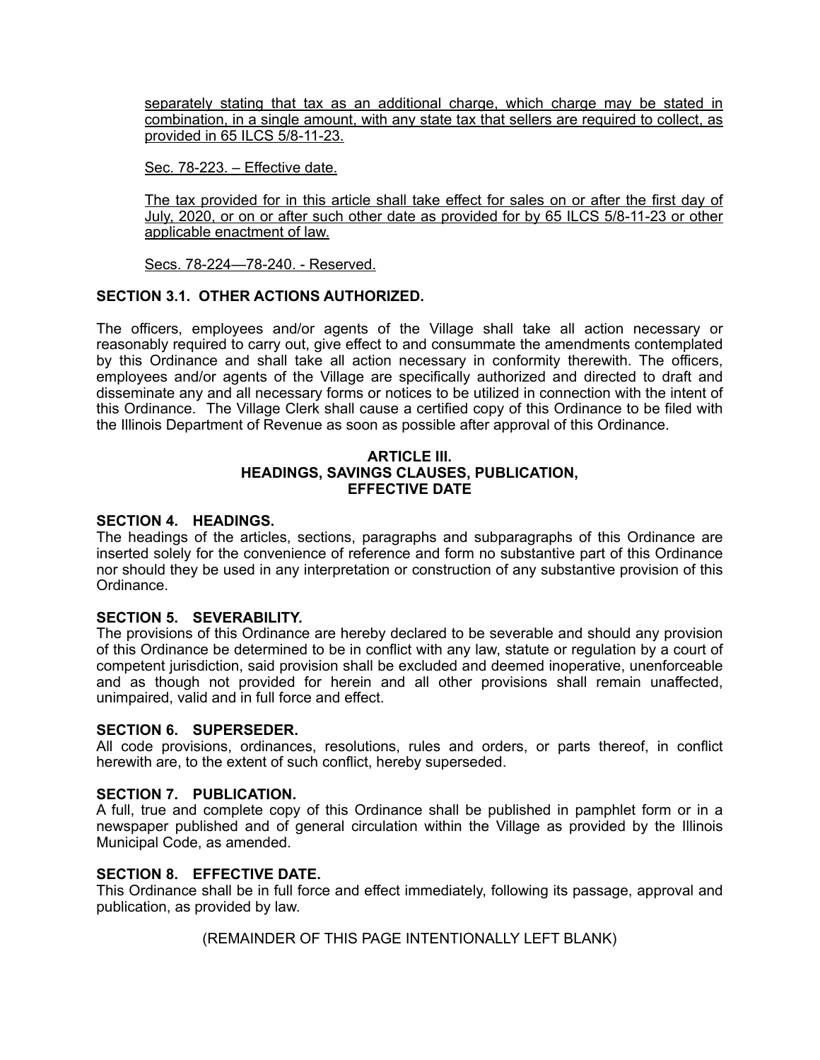<u>separately stating that tax as an additional charge, which charge may be stated in combination, in a single amount, with any state tax that sellers are required to collect, as provided in 65 ILCS 5/8-11-23.</u>

<u>Sec. 78-223. – Effective date.</u>

<u>The tax provided for in this article shall take effect for sales on or after the first day of July, 2020, or on or after such other date as provided for by 65 ILCS 5/8-11-23 or other applicable enactment of law.</u>

<u>Secs. 78-224—78-240. - Reserved.</u>

**SECTION 3.1. OTHER ACTIONS AUTHORIZED.**

The officers, employees and/or agents of the Village shall take all action necessary or reasonably required to carry out, give effect to and consummate the amendments contemplated by this Ordinance and shall take all action necessary in conformity therewith. The officers, employees and/or agents of the Village are specifically authorized and directed to draft and disseminate any and all necessary forms or notices to be utilized in connection with the intent of this Ordinance. The Village Clerk shall cause a certified copy of this Ordinance to be filed with the Illinois Department of Revenue as soon as possible after approval of this Ordinance.

## ARTICLE III.
## HEADINGS, SAVINGS CLAUSES, PUBLICATION, EFFECTIVE DATE

**SECTION 4. HEADINGS.**
The headings of the articles, sections, paragraphs and subparagraphs of this Ordinance are inserted solely for the convenience of reference and form no substantive part of this Ordinance nor should they be used in any interpretation or construction of any substantive provision of this Ordinance.

**SECTION 5. SEVERABILITY.**
The provisions of this Ordinance are hereby declared to be severable and should any provision of this Ordinance be determined to be in conflict with any law, statute or regulation by a court of competent jurisdiction, said provision shall be excluded and deemed inoperative, unenforceable and as though not provided for herein and all other provisions shall remain unaffected, unimpaired, valid and in full force and effect.

**SECTION 6. SUPERSEDER.**
All code provisions, ordinances, resolutions, rules and orders, or parts thereof, in conflict herewith are, to the extent of such conflict, hereby superseded.

**SECTION 7. PUBLICATION.**
A full, true and complete copy of this Ordinance shall be published in pamphlet form or in a newspaper published and of general circulation within the Village as provided by the Illinois Municipal Code, as amended.

**SECTION 8. EFFECTIVE DATE.**
This Ordinance shall be in full force and effect immediately, following its passage, approval and publication, as provided by law.

(REMAINDER OF THIS PAGE INTENTIONALLY LEFT BLANK)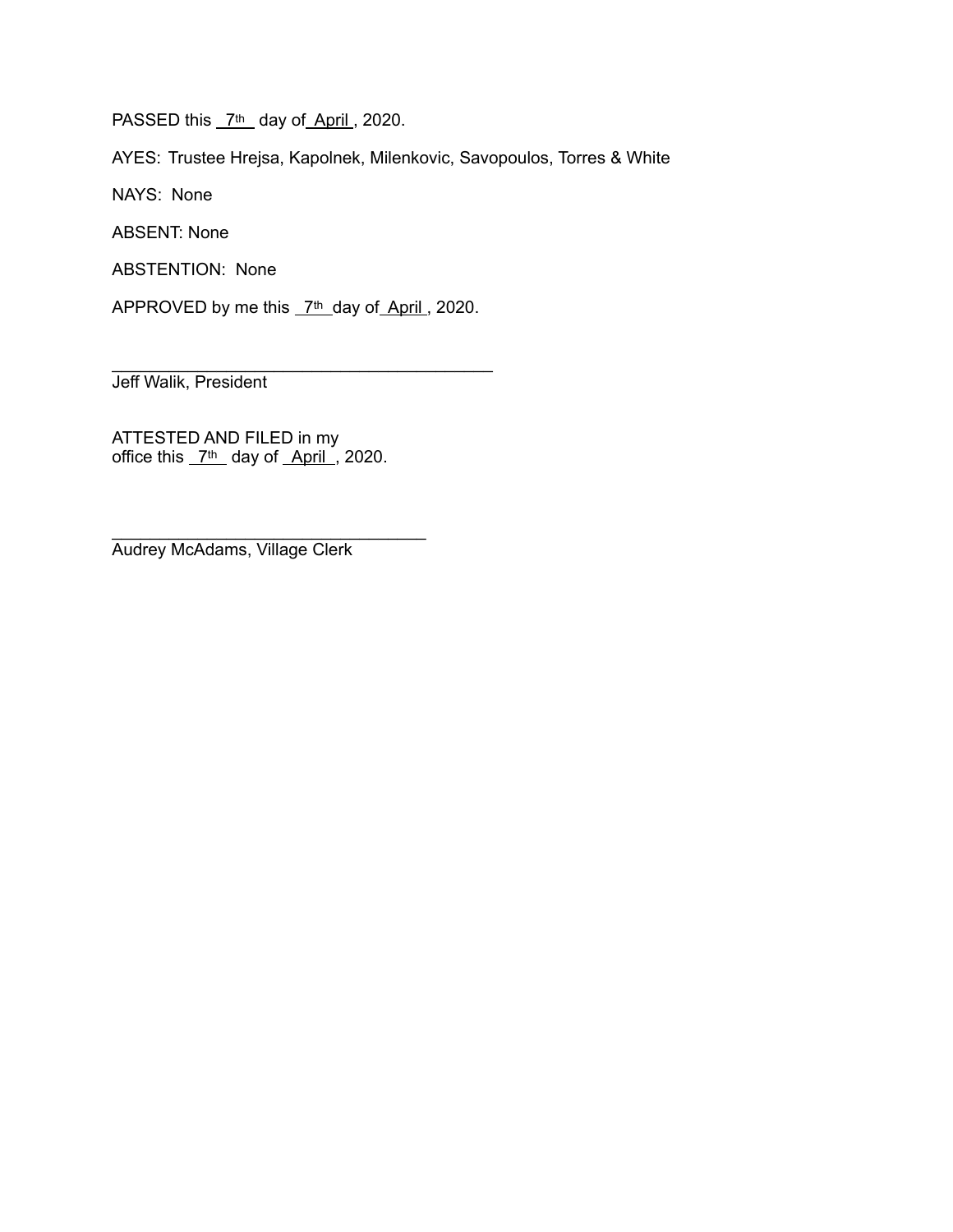PASSED this 7th day of April, 2020.

AYES: Trustee Hrejsa, Kapolnek, Milenkovic, Savopoulos, Torres & White

NAYS: None

ABSENT: None

ABSTENTION: None

APPROVED by me this 7th day of April, 2020.

\_\_\_\_\_\_\_\_\_\_\_\_\_\_\_\_\_\_\_\_\_\_\_\_\_\_\_\_\_\_\_\_\_\_\_\_\_\_\_\_

Jeff Walik, President

ATTESTED AND FILED in my
office this 7th day of April, 2020.

\_\_\_\_\_\_\_\_\_\_\_\_\_\_\_\_\_\_\_\_\_\_\_\_\_\_\_\_\_\_\_\_\_\_

Audrey McAdams, Village Clerk